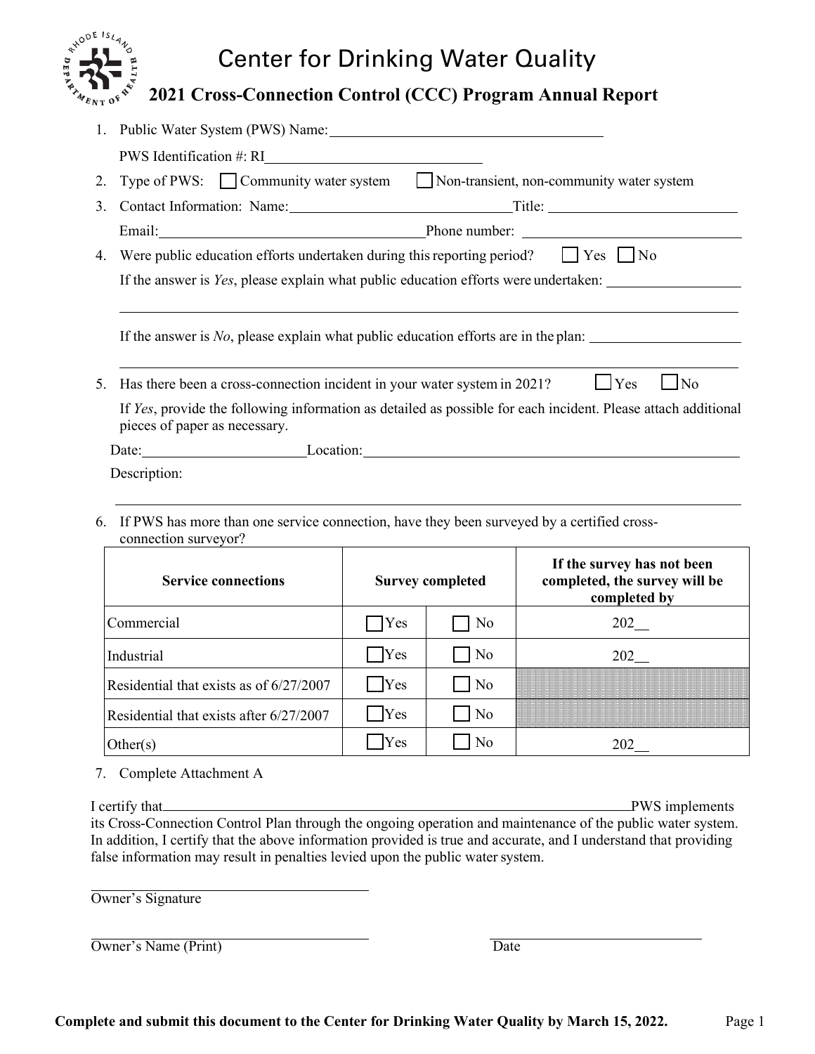# Center for Drinking Water Quality

## 2021 Cross-Connection Control (CCC) Program Annual Report

1. Public Water System (PWS) Name: ______________________________

   PWS Identification #: RI________________________

2. Type of PWS: ☐ Community water system ☐ Non-transient, non-community water system

3. Contact Information: Name: ________________________ Title: ____________________

   Email: ______________________________ Phone number: ________________________

4. Were public education efforts undertaken during this reporting period? ☐ Yes ☐ No

   If the answer is *Yes*, please explain what public education efforts were undertaken: ________________

   ______________________________________________________________________________

   If the answer is *No*, please explain what public education efforts are in the plan: ________________

   ______________________________________________________________________________

5. Has there been a cross-connection incident in your water system in 2021? ☐ Yes ☐ No

   If *Yes*, provide the following information as detailed as possible for each incident. Please attach additional pieces of paper as necessary.

   Date: __________________ Location: ____________________________________________

   Description:

   ______________________________________________________________________________

6. If PWS has more than one service connection, have they been surveyed by a certified cross-connection surveyor?

| Service connections | Survey completed | | If the survey has not been completed, the survey will be completed by |
|---|---|---|---|
| Commercial | ☐ Yes | ☐ No | 202__ |
| Industrial | ☐ Yes | ☐ No | 202__ |
| Residential that exists as of 6/27/2007 | ☐ Yes | ☐ No | |
| Residential that exists after 6/27/2007 | ☐ Yes | ☐ No | |
| Other(s) | ☐ Yes | ☐ No | 202__ |

7. Complete Attachment A

I certify that ____________________________________________________ PWS implements its Cross-Connection Control Plan through the ongoing operation and maintenance of the public water system. In addition, I certify that the above information provided is true and accurate, and I understand that providing false information may result in penalties levied upon the public water system.

______________________________
Owner's Signature

______________________________ ______________________________
Owner's Name (Print) Date

**Complete and submit this document to the Center for Drinking Water Quality by March 15, 2022.**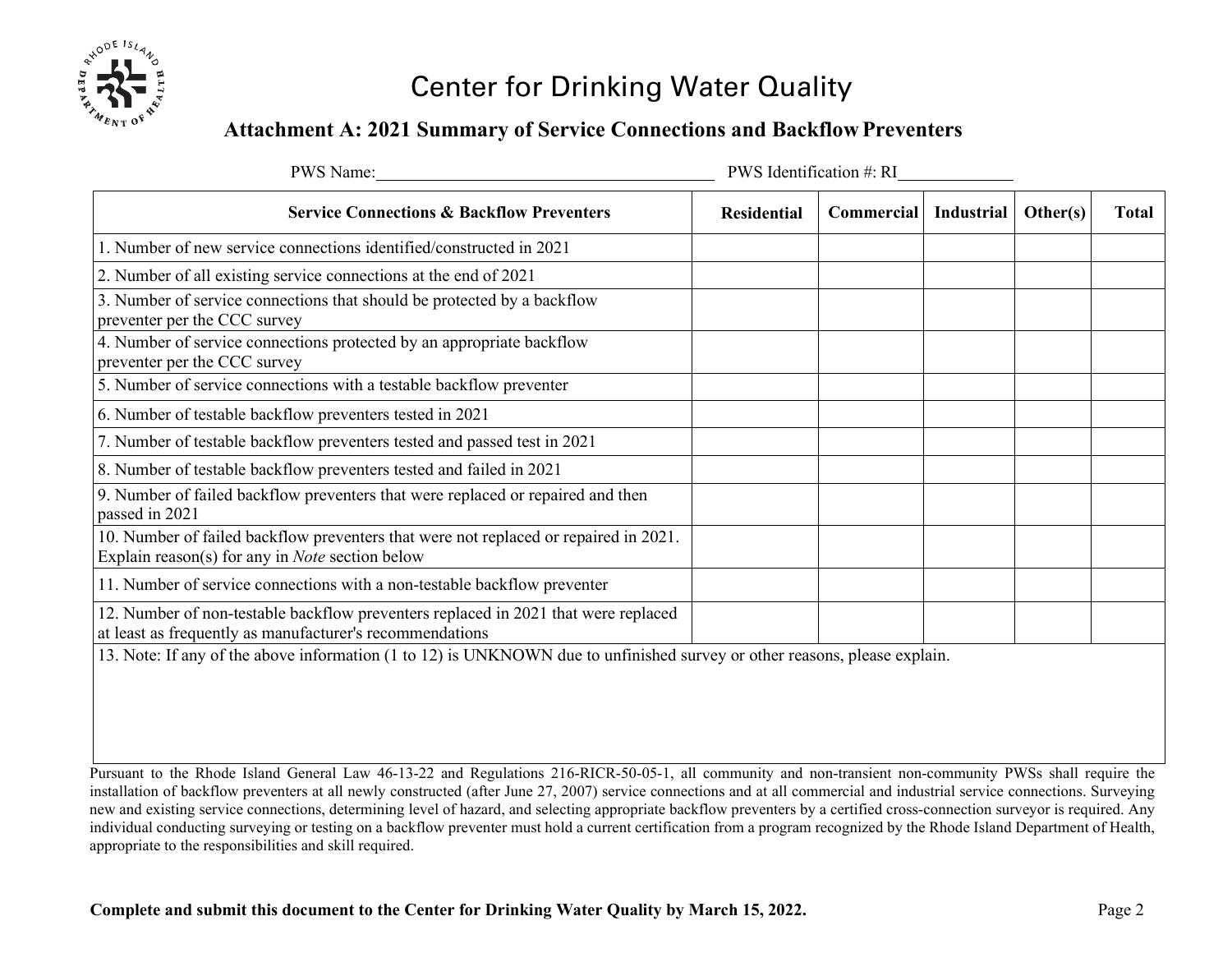# Center for Drinking Water Quality

## Attachment A: 2021 Summary of Service Connections and Backflow Preventers

PWS Name:_______________________________________ PWS Identification #: RI_____________

| Service Connections & Backflow Preventers | Residential | Commercial | Industrial | Other(s) | Total |
|---|---|---|---|---|---|
| 1. Number of new service connections identified/constructed in 2021 | | | | | |
| 2. Number of all existing service connections at the end of 2021 | | | | | |
| 3. Number of service connections that should be protected by a backflow preventer per the CCC survey | | | | | |
| 4. Number of service connections protected by an appropriate backflow preventer per the CCC survey | | | | | |
| 5. Number of service connections with a testable backflow preventer | | | | | |
| 6. Number of testable backflow preventers tested in 2021 | | | | | |
| 7. Number of testable backflow preventers tested and passed test in 2021 | | | | | |
| 8. Number of testable backflow preventers tested and failed in 2021 | | | | | |
| 9. Number of failed backflow preventers that were replaced or repaired and then passed in 2021 | | | | | |
| 10. Number of failed backflow preventers that were not replaced or repaired in 2021. Explain reason(s) for any in *Note* section below | | | | | |
| 11. Number of service connections with a non-testable backflow preventer | | | | | |
| 12. Number of non-testable backflow preventers replaced in 2021 that were replaced at least as frequently as manufacturer's recommendations | | | | | |

13. Note: If any of the above information (1 to 12) is UNKNOWN due to unfinished survey or other reasons, please explain.

Pursuant to the Rhode Island General Law 46-13-22 and Regulations 216-RICR-50-05-1, all community and non-transient non-community PWSs shall require the installation of backflow preventers at all newly constructed (after June 27, 2007) service connections and at all commercial and industrial service connections. Surveying new and existing service connections, determining level of hazard, and selecting appropriate backflow preventers by a certified cross-connection surveyor is required. Any individual conducting surveying or testing on a backflow preventer must hold a current certification from a program recognized by the Rhode Island Department of Health, appropriate to the responsibilities and skill required.

**Complete and submit this document to the Center for Drinking Water Quality by March 15, 2022.**